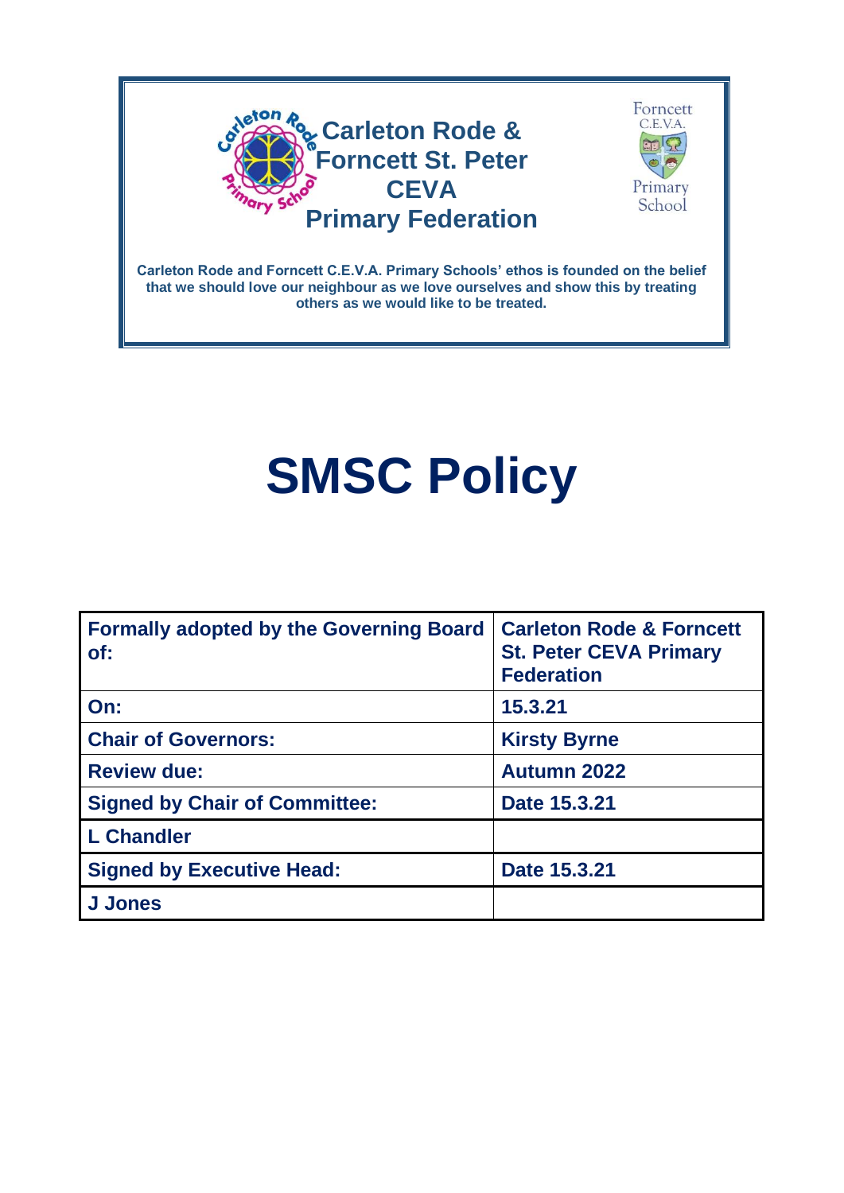**Carleton Rode & Forncett St. Peter CEVA Primary Federation**

Carleton Rode and Forncett C.E.V.A. Primary Schools' ethos is founded on the belief that we should love our neighbour as we love ourselves and show this by treating others as we would like to be treated.

# SMSC Policy

| Formally adopted by the Governing Board of: | Carleton Rode & Forncett St. Peter CEVA Primary Federation |
|---|---|
| On: | 15.3.21 |
| Chair of Governors: | Kirsty Byrne |
| Review due: | Autumn 2022 |
| Signed by Chair of Committee: | Date 15.3.21 |
| L Chandler | |
| Signed by Executive Head: | Date 15.3.21 |
| J Jones | |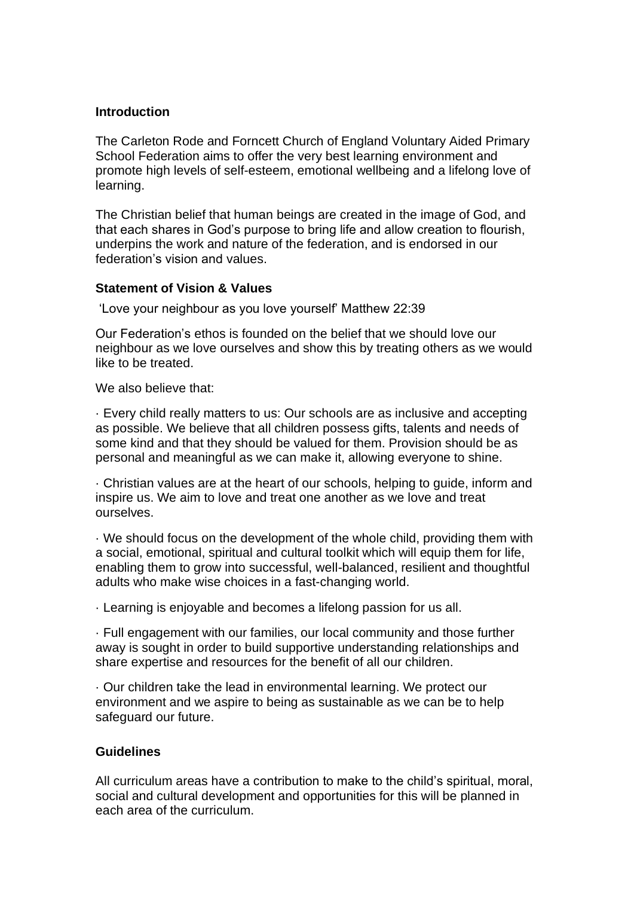**Introduction**

The Carleton Rode and Forncett Church of England Voluntary Aided Primary School Federation aims to offer the very best learning environment and promote high levels of self-esteem, emotional wellbeing and a lifelong love of learning.

The Christian belief that human beings are created in the image of God, and that each shares in God's purpose to bring life and allow creation to flourish, underpins the work and nature of the federation, and is endorsed in our federation's vision and values.

**Statement of Vision & Values**

'Love your neighbour as you love yourself' Matthew 22:39

Our Federation's ethos is founded on the belief that we should love our neighbour as we love ourselves and show this by treating others as we would like to be treated.

We also believe that:

· Every child really matters to us: Our schools are as inclusive and accepting as possible. We believe that all children possess gifts, talents and needs of some kind and that they should be valued for them. Provision should be as personal and meaningful as we can make it, allowing everyone to shine.

· Christian values are at the heart of our schools, helping to guide, inform and inspire us. We aim to love and treat one another as we love and treat ourselves.

· We should focus on the development of the whole child, providing them with a social, emotional, spiritual and cultural toolkit which will equip them for life, enabling them to grow into successful, well-balanced, resilient and thoughtful adults who make wise choices in a fast-changing world.

· Learning is enjoyable and becomes a lifelong passion for us all.

· Full engagement with our families, our local community and those further away is sought in order to build supportive understanding relationships and share expertise and resources for the benefit of all our children.

· Our children take the lead in environmental learning. We protect our environment and we aspire to being as sustainable as we can be to help safeguard our future.

**Guidelines**

All curriculum areas have a contribution to make to the child's spiritual, moral, social and cultural development and opportunities for this will be planned in each area of the curriculum.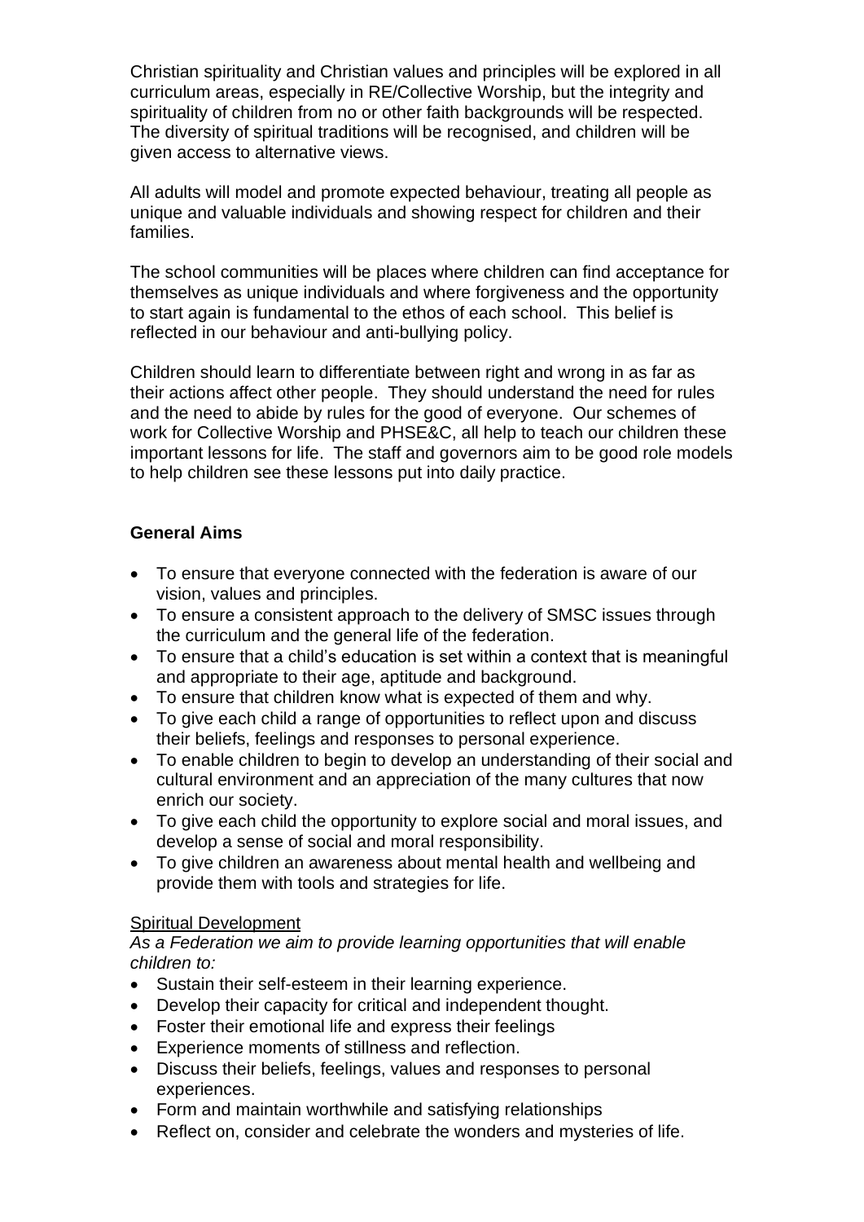Christian spirituality and Christian values and principles will be explored in all curriculum areas, especially in RE/Collective Worship, but the integrity and spirituality of children from no or other faith backgrounds will be respected. The diversity of spiritual traditions will be recognised, and children will be given access to alternative views.

All adults will model and promote expected behaviour, treating all people as unique and valuable individuals and showing respect for children and their families.

The school communities will be places where children can find acceptance for themselves as unique individuals and where forgiveness and the opportunity to start again is fundamental to the ethos of each school. This belief is reflected in our behaviour and anti-bullying policy.

Children should learn to differentiate between right and wrong in as far as their actions affect other people. They should understand the need for rules and the need to abide by rules for the good of everyone. Our schemes of work for Collective Worship and PHSE&C, all help to teach our children these important lessons for life. The staff and governors aim to be good role models to help children see these lessons put into daily practice.

**General Aims**

- To ensure that everyone connected with the federation is aware of our vision, values and principles.
- To ensure a consistent approach to the delivery of SMSC issues through the curriculum and the general life of the federation.
- To ensure that a child's education is set within a context that is meaningful and appropriate to their age, aptitude and background.
- To ensure that children know what is expected of them and why.
- To give each child a range of opportunities to reflect upon and discuss their beliefs, feelings and responses to personal experience.
- To enable children to begin to develop an understanding of their social and cultural environment and an appreciation of the many cultures that now enrich our society.
- To give each child the opportunity to explore social and moral issues, and develop a sense of social and moral responsibility.
- To give children an awareness about mental health and wellbeing and provide them with tools and strategies for life.

<u>Spiritual Development</u>

*As a Federation we aim to provide learning opportunities that will enable children to:*

- Sustain their self-esteem in their learning experience.
- Develop their capacity for critical and independent thought.
- Foster their emotional life and express their feelings
- Experience moments of stillness and reflection.
- Discuss their beliefs, feelings, values and responses to personal experiences.
- Form and maintain worthwhile and satisfying relationships
- Reflect on, consider and celebrate the wonders and mysteries of life.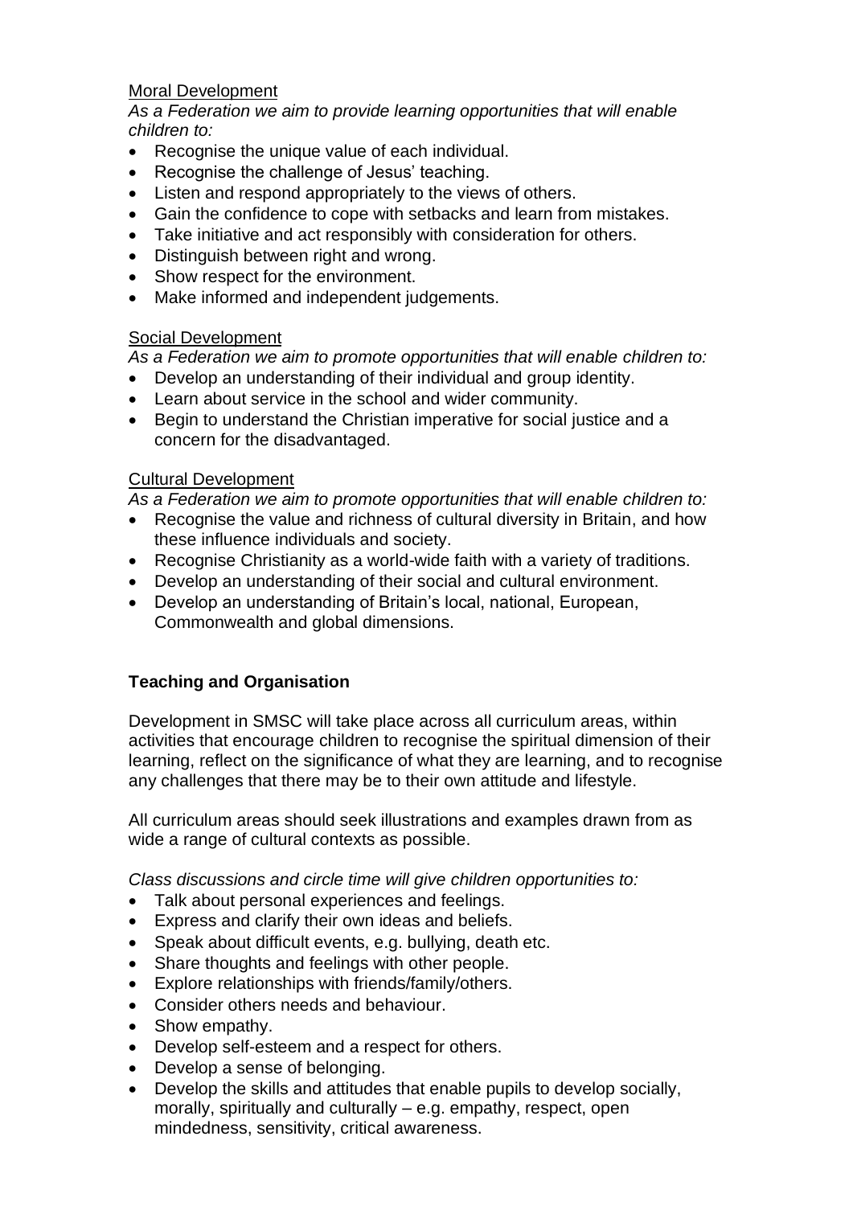<u>Moral Development</u>

*As a Federation we aim to provide learning opportunities that will enable children to:*

- Recognise the unique value of each individual.
- Recognise the challenge of Jesus' teaching.
- Listen and respond appropriately to the views of others.
- Gain the confidence to cope with setbacks and learn from mistakes.
- Take initiative and act responsibly with consideration for others.
- Distinguish between right and wrong.
- Show respect for the environment.
- Make informed and independent judgements.

<u>Social Development</u>

*As a Federation we aim to promote opportunities that will enable children to:*

- Develop an understanding of their individual and group identity.
- Learn about service in the school and wider community.
- Begin to understand the Christian imperative for social justice and a concern for the disadvantaged.

<u>Cultural Development</u>

*As a Federation we aim to promote opportunities that will enable children to:*

- Recognise the value and richness of cultural diversity in Britain, and how these influence individuals and society.
- Recognise Christianity as a world-wide faith with a variety of traditions.
- Develop an understanding of their social and cultural environment.
- Develop an understanding of Britain's local, national, European, Commonwealth and global dimensions.

**Teaching and Organisation**

Development in SMSC will take place across all curriculum areas, within activities that encourage children to recognise the spiritual dimension of their learning, reflect on the significance of what they are learning, and to recognise any challenges that there may be to their own attitude and lifestyle.

All curriculum areas should seek illustrations and examples drawn from as wide a range of cultural contexts as possible.

*Class discussions and circle time will give children opportunities to:*

- Talk about personal experiences and feelings.
- Express and clarify their own ideas and beliefs.
- Speak about difficult events, e.g. bullying, death etc.
- Share thoughts and feelings with other people.
- Explore relationships with friends/family/others.
- Consider others needs and behaviour.
- Show empathy.
- Develop self-esteem and a respect for others.
- Develop a sense of belonging.
- Develop the skills and attitudes that enable pupils to develop socially, morally, spiritually and culturally – e.g. empathy, respect, open mindedness, sensitivity, critical awareness.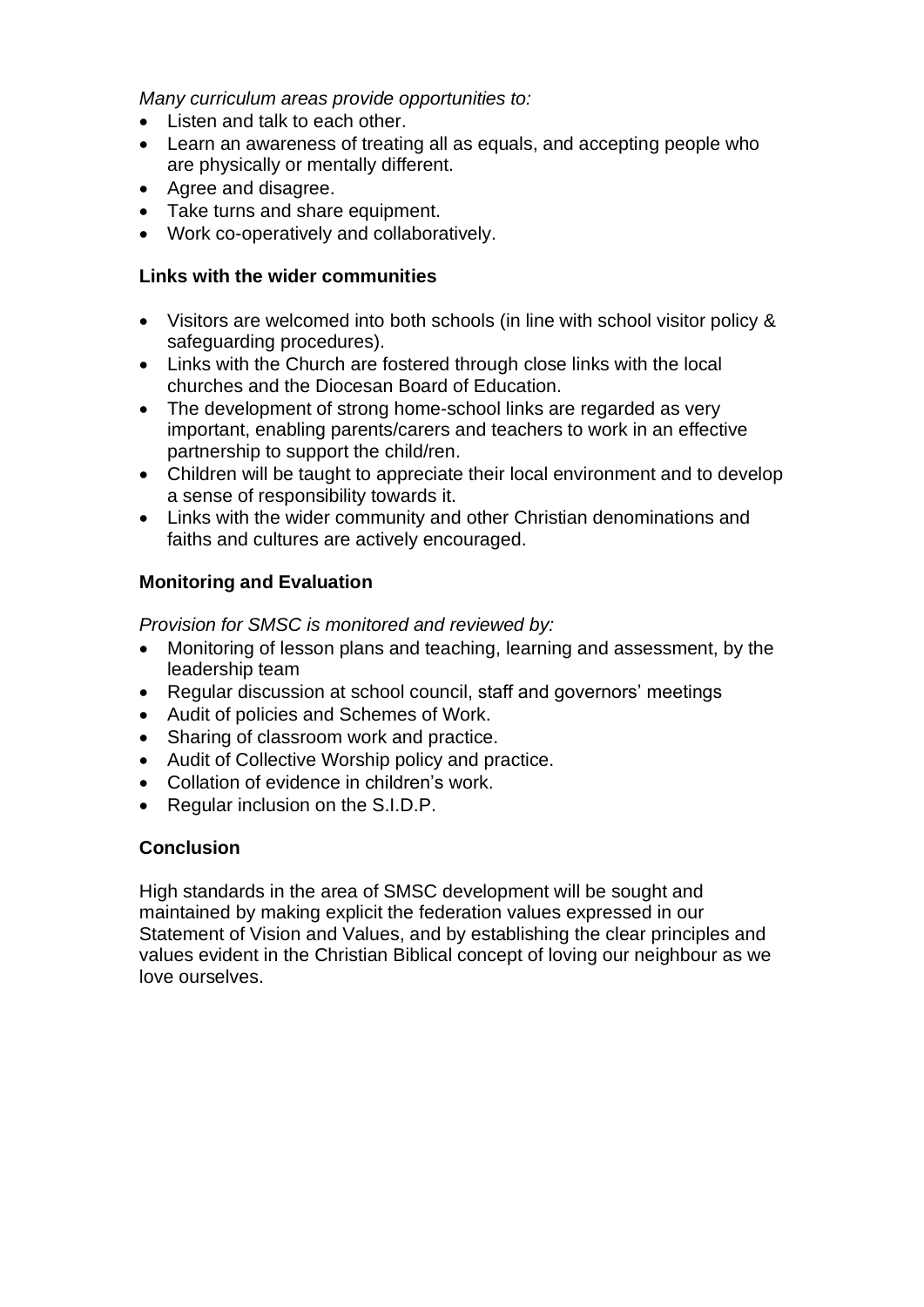*Many curriculum areas provide opportunities to:*

- Listen and talk to each other.
- Learn an awareness of treating all as equals, and accepting people who are physically or mentally different.
- Agree and disagree.
- Take turns and share equipment.
- Work co-operatively and collaboratively.

**Links with the wider communities**

- Visitors are welcomed into both schools (in line with school visitor policy & safeguarding procedures).
- Links with the Church are fostered through close links with the local churches and the Diocesan Board of Education.
- The development of strong home-school links are regarded as very important, enabling parents/carers and teachers to work in an effective partnership to support the child/ren.
- Children will be taught to appreciate their local environment and to develop a sense of responsibility towards it.
- Links with the wider community and other Christian denominations and faiths and cultures are actively encouraged.

**Monitoring and Evaluation**

*Provision for SMSC is monitored and reviewed by:*

- Monitoring of lesson plans and teaching, learning and assessment, by the leadership team
- Regular discussion at school council, staff and governors' meetings
- Audit of policies and Schemes of Work.
- Sharing of classroom work and practice.
- Audit of Collective Worship policy and practice.
- Collation of evidence in children's work.
- Regular inclusion on the S.I.D.P.

**Conclusion**

High standards in the area of SMSC development will be sought and maintained by making explicit the federation values expressed in our Statement of Vision and Values, and by establishing the clear principles and values evident in the Christian Biblical concept of loving our neighbour as we love ourselves.